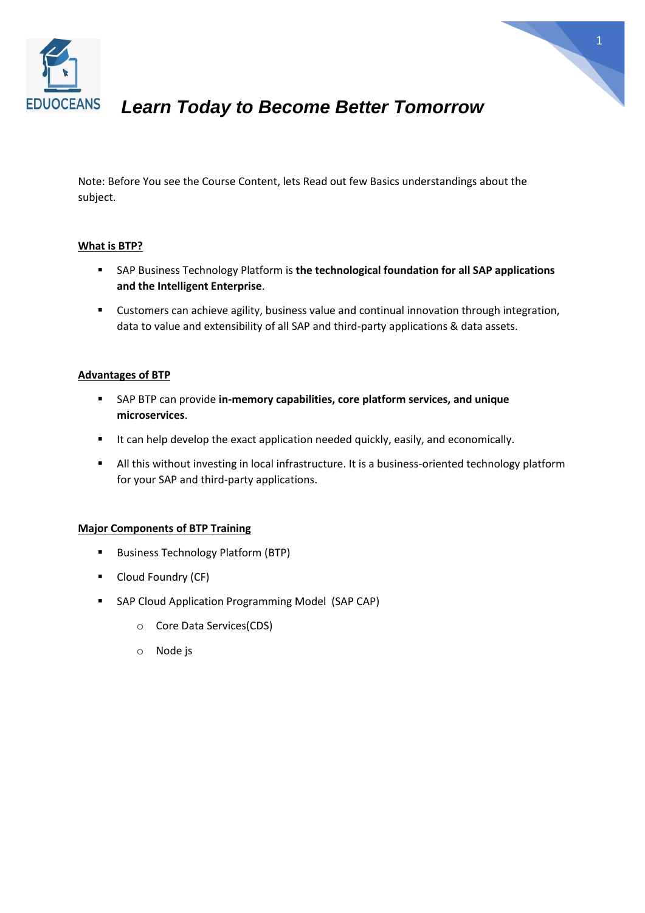EDUOCEANS

***Learn Today to Become Better Tomorrow***

Note: Before You see the Course Content, lets Read out few Basics understandings about the subject.

## What is BTP?

- SAP Business Technology Platform is **the technological foundation for all SAP applications and the Intelligent Enterprise**.
- Customers can achieve agility, business value and continual innovation through integration, data to value and extensibility of all SAP and third-party applications & data assets.

## Advantages of BTP

- SAP BTP can provide **in-memory capabilities, core platform services, and unique microservices**.
- It can help develop the exact application needed quickly, easily, and economically.
- All this without investing in local infrastructure. It is a business-oriented technology platform for your SAP and third-party applications.

## Major Components of BTP Training

- Business Technology Platform (BTP)
- Cloud Foundry (CF)
- SAP Cloud Application Programming Model (SAP CAP)
  - Core Data Services(CDS)
  - Node js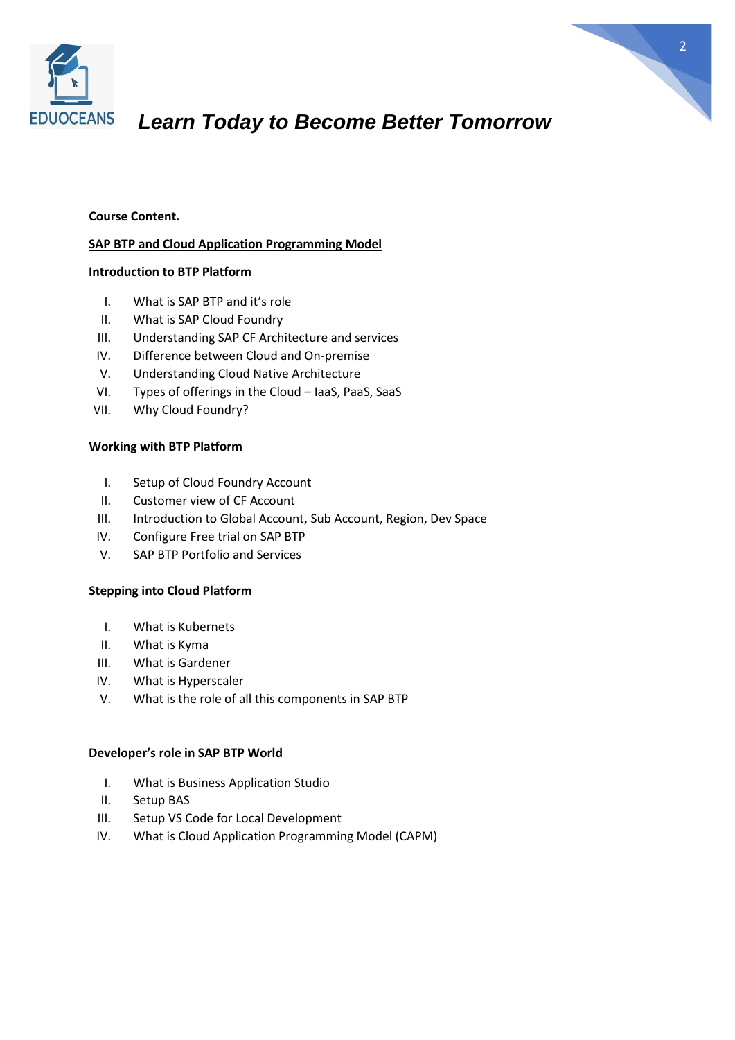**Course Content.**

## SAP BTP and Cloud Application Programming Model

### Introduction to BTP Platform

I. What is SAP BTP and it's role
II. What is SAP Cloud Foundry
III. Understanding SAP CF Architecture and services
IV. Difference between Cloud and On-premise
V. Understanding Cloud Native Architecture
VI. Types of offerings in the Cloud – IaaS, PaaS, SaaS
VII. Why Cloud Foundry?

### Working with BTP Platform

I. Setup of Cloud Foundry Account
II. Customer view of CF Account
III. Introduction to Global Account, Sub Account, Region, Dev Space
IV. Configure Free trial on SAP BTP
V. SAP BTP Portfolio and Services

### Stepping into Cloud Platform

I. What is Kubernets
II. What is Kyma
III. What is Gardener
IV. What is Hyperscaler
V. What is the role of all this components in SAP BTP

### Developer's role in SAP BTP World

I. What is Business Application Studio
II. Setup BAS
III. Setup VS Code for Local Development
IV. What is Cloud Application Programming Model (CAPM)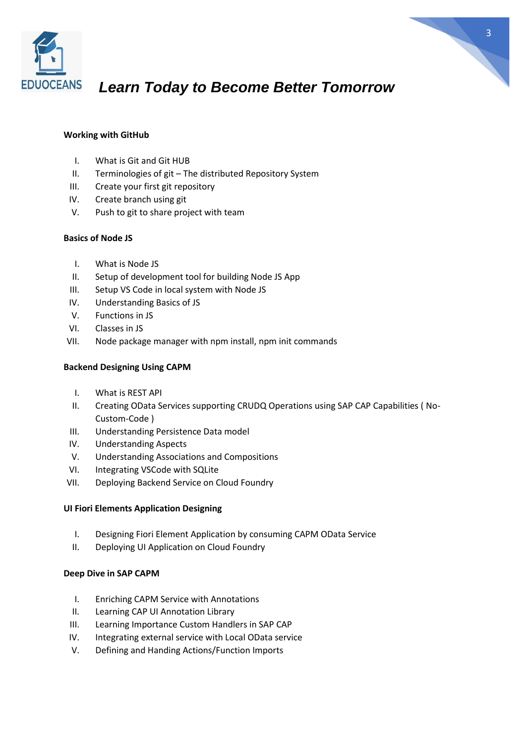## Working with GitHub

I. What is Git and Git HUB
II. Terminologies of git – The distributed Repository System
III. Create your first git repository
IV. Create branch using git
V. Push to git to share project with team

## Basics of Node JS

I. What is Node JS
II. Setup of development tool for building Node JS App
III. Setup VS Code in local system with Node JS
IV. Understanding Basics of JS
V. Functions in JS
VI. Classes in JS
VII. Node package manager with npm install, npm init commands

## Backend Designing Using CAPM

I. What is REST API
II. Creating OData Services supporting CRUDQ Operations using SAP CAP Capabilities ( No-Custom-Code )
III. Understanding Persistence Data model
IV. Understanding Aspects
V. Understanding Associations and Compositions
VI. Integrating VSCode with SQLite
VII. Deploying Backend Service on Cloud Foundry

## UI Fiori Elements Application Designing

I. Designing Fiori Element Application by consuming CAPM OData Service
II. Deploying UI Application on Cloud Foundry

## Deep Dive in SAP CAPM

I. Enriching CAPM Service with Annotations
II. Learning CAP UI Annotation Library
III. Learning Importance Custom Handlers in SAP CAP
IV. Integrating external service with Local OData service
V. Defining and Handing Actions/Function Imports